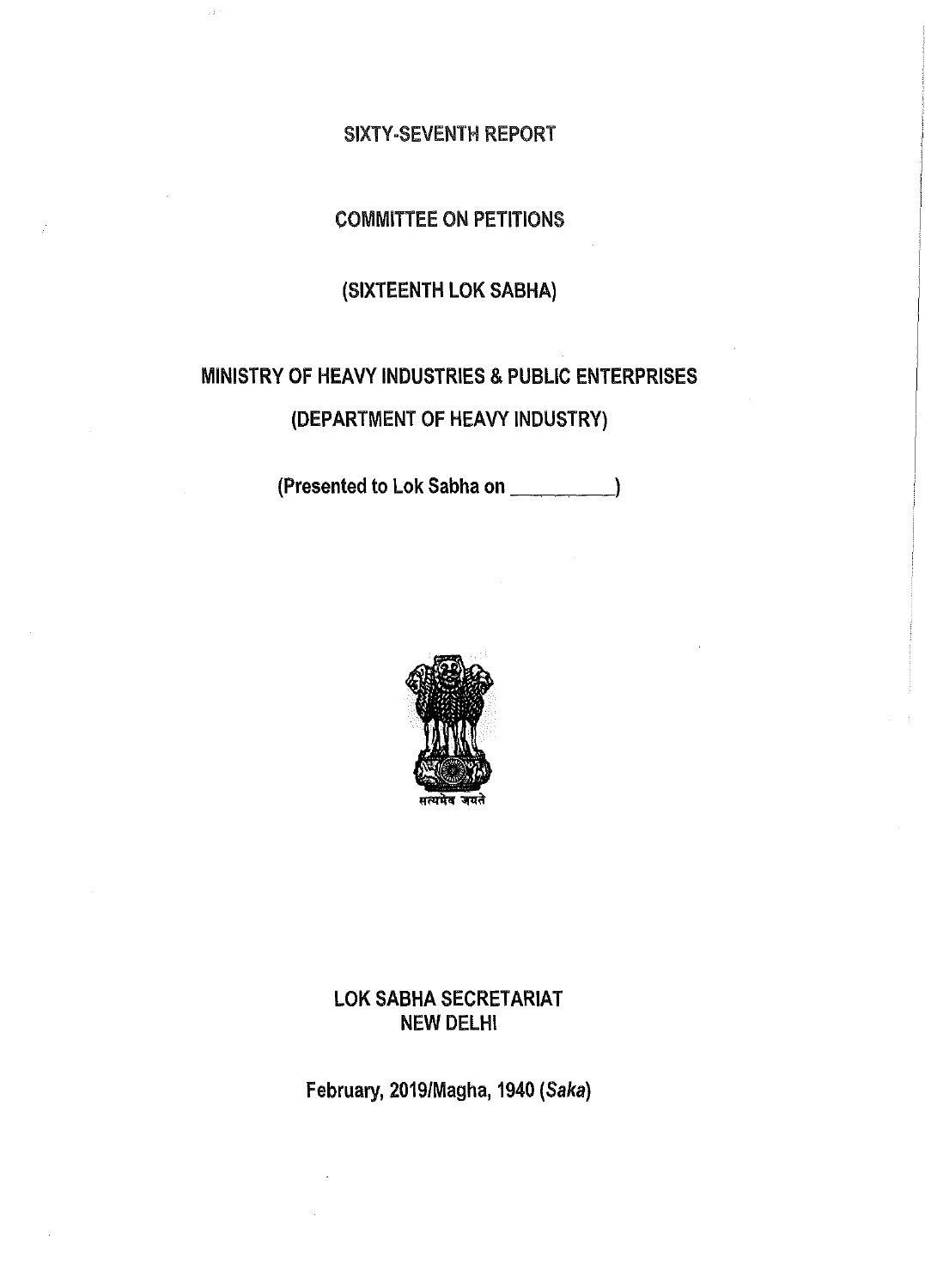# SIXTY-SEVENTH REPORT

## COMMITTEE ON PETITIONS

## (SIXTEENTH LOK SABHA)

## MINISTRY OF HEAVY INDUSTRIES & PUBLIC ENTERPRISES

## (DEPARTMENT OF HEAVY INDUSTRY)

(Presented to Lok Sabha on __________)

सत्यमेव जयते

**LOK SABHA SECRETARIAT**
**NEW DELHI**

**February, 2019/Magha, 1940 (*Saka*)**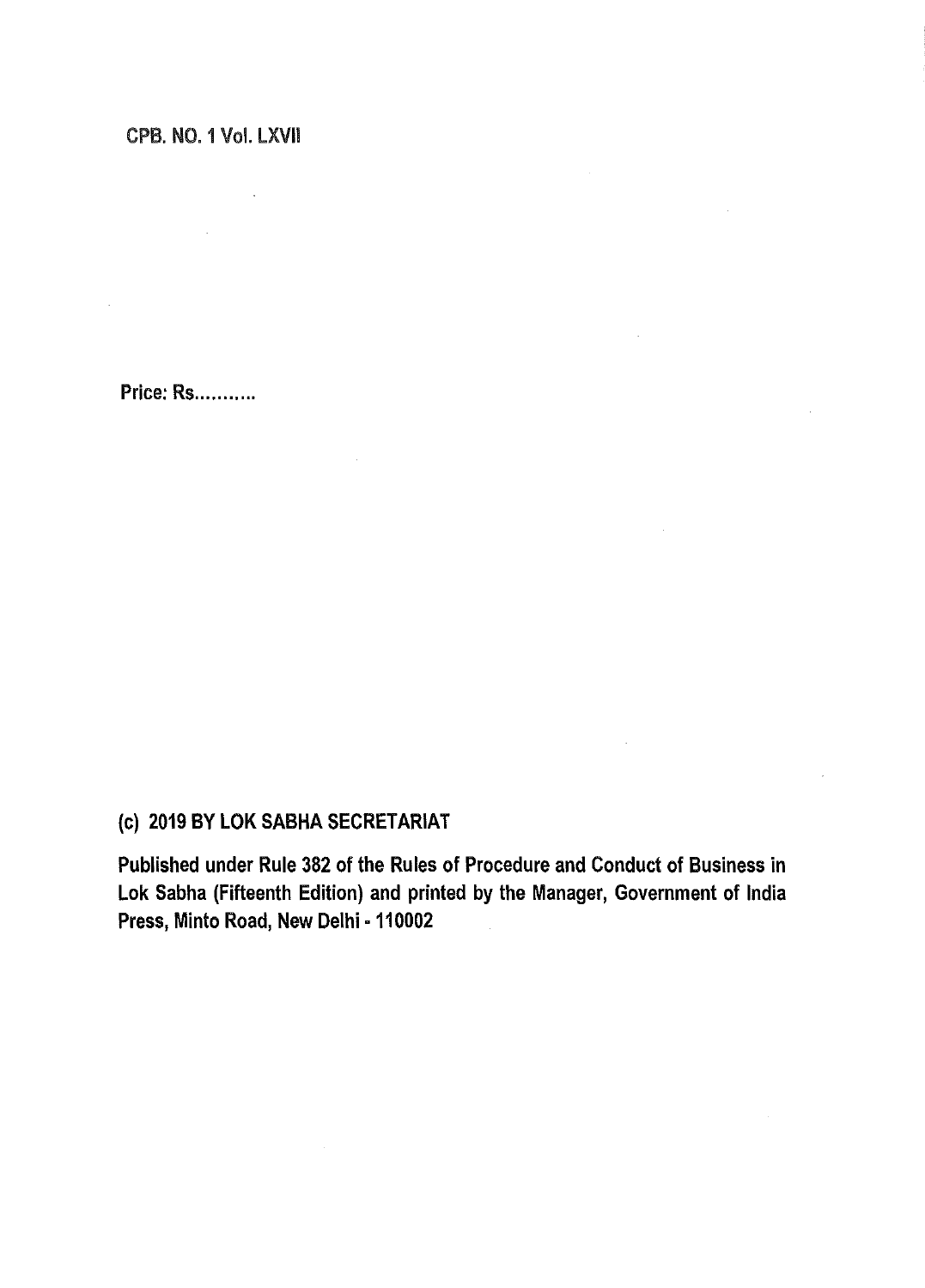CPB. NO. 1 Vol. LXVII

Price: Rs...........

**(c) 2019 BY LOK SABHA SECRETARIAT**

**Published under Rule 382 of the Rules of Procedure and Conduct of Business in Lok Sabha (Fifteenth Edition) and printed by the Manager, Government of India Press, Minto Road, New Delhi - 110002**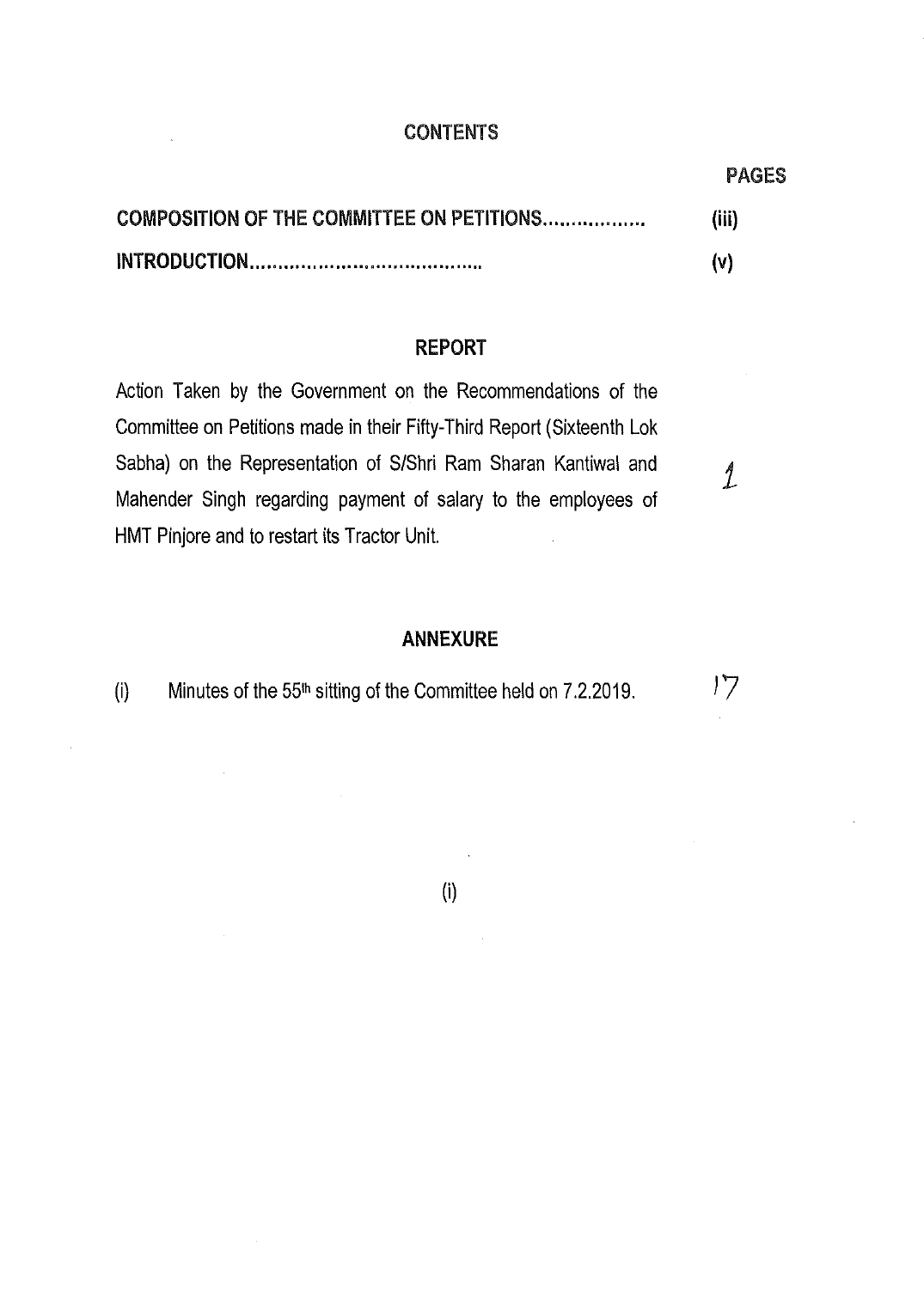# CONTENTS

| | PAGES |
|---|---|
| **COMPOSITION OF THE COMMITTEE ON PETITIONS..................** | **(iii)** |
| **INTRODUCTION........................................** | **(v)** |

## REPORT

| | |
|---|---|
| Action Taken by the Government on the Recommendations of the Committee on Petitions made in their Fifty-Third Report (Sixteenth Lok Sabha) on the Representation of S/Shri Ram Sharan Kantiwal and Mahender Singh regarding payment of salary to the employees of HMT Pinjore and to restart its Tractor Unit. | 1 |

## ANNEXURE

| | |
|---|---|
| (i) Minutes of the 55th sitting of the Committee held on 7.2.2019. | 17 |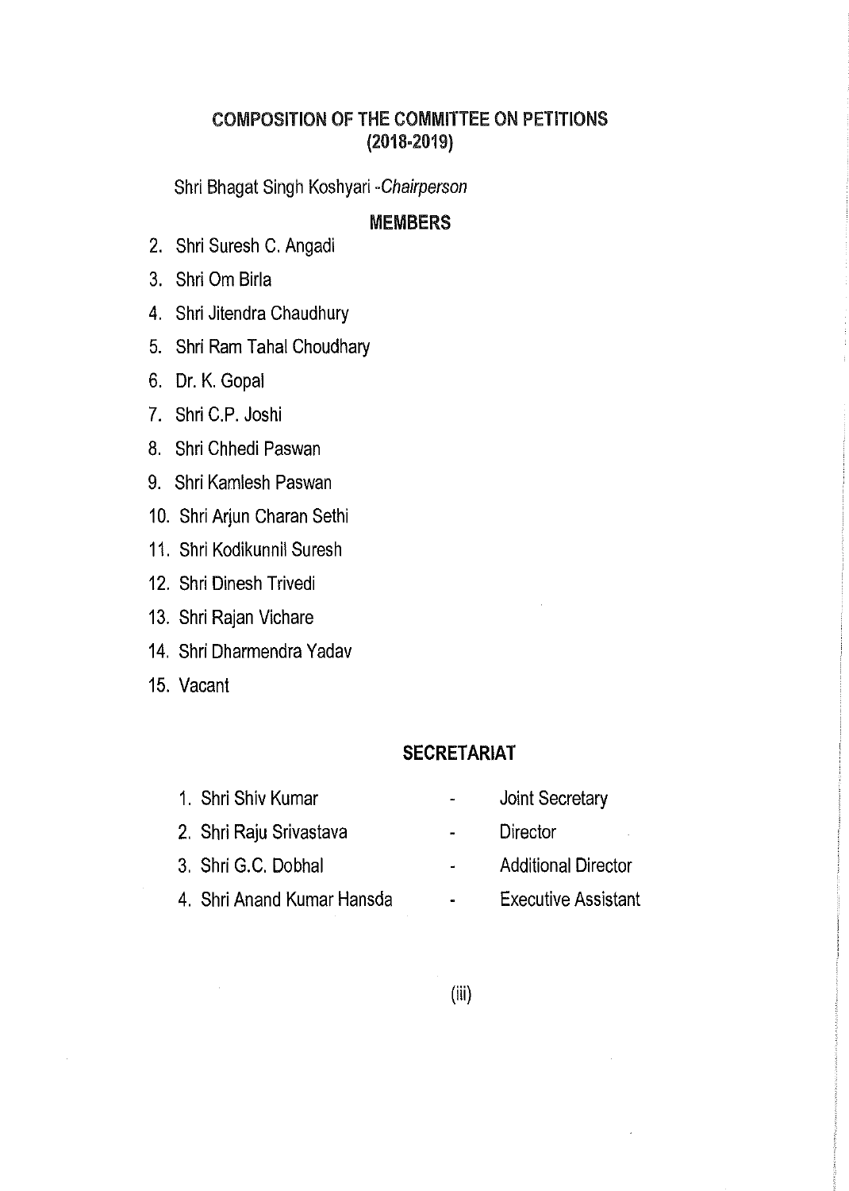## COMPOSITION OF THE COMMITTEE ON PETITIONS (2018-2019)

Shri Bhagat Singh Koshyari -*Chairperson*

### MEMBERS

2. Shri Suresh C. Angadi
3. Shri Om Birla
4. Shri Jitendra Chaudhury
5. Shri Ram Tahal Choudhary
6. Dr. K. Gopal
7. Shri C.P. Joshi
8. Shri Chhedi Paswan
9. Shri Kamlesh Paswan
10. Shri Arjun Charan Sethi
11. Shri Kodikunnil Suresh
12. Shri Dinesh Trivedi
13. Shri Rajan Vichare
14. Shri Dharmendra Yadav
15. Vacant

### SECRETARIAT

1. Shri Shiv Kumar - Joint Secretary
2. Shri Raju Srivastava - Director
3. Shri G.C. Dobhal - Additional Director
4. Shri Anand Kumar Hansda - Executive Assistant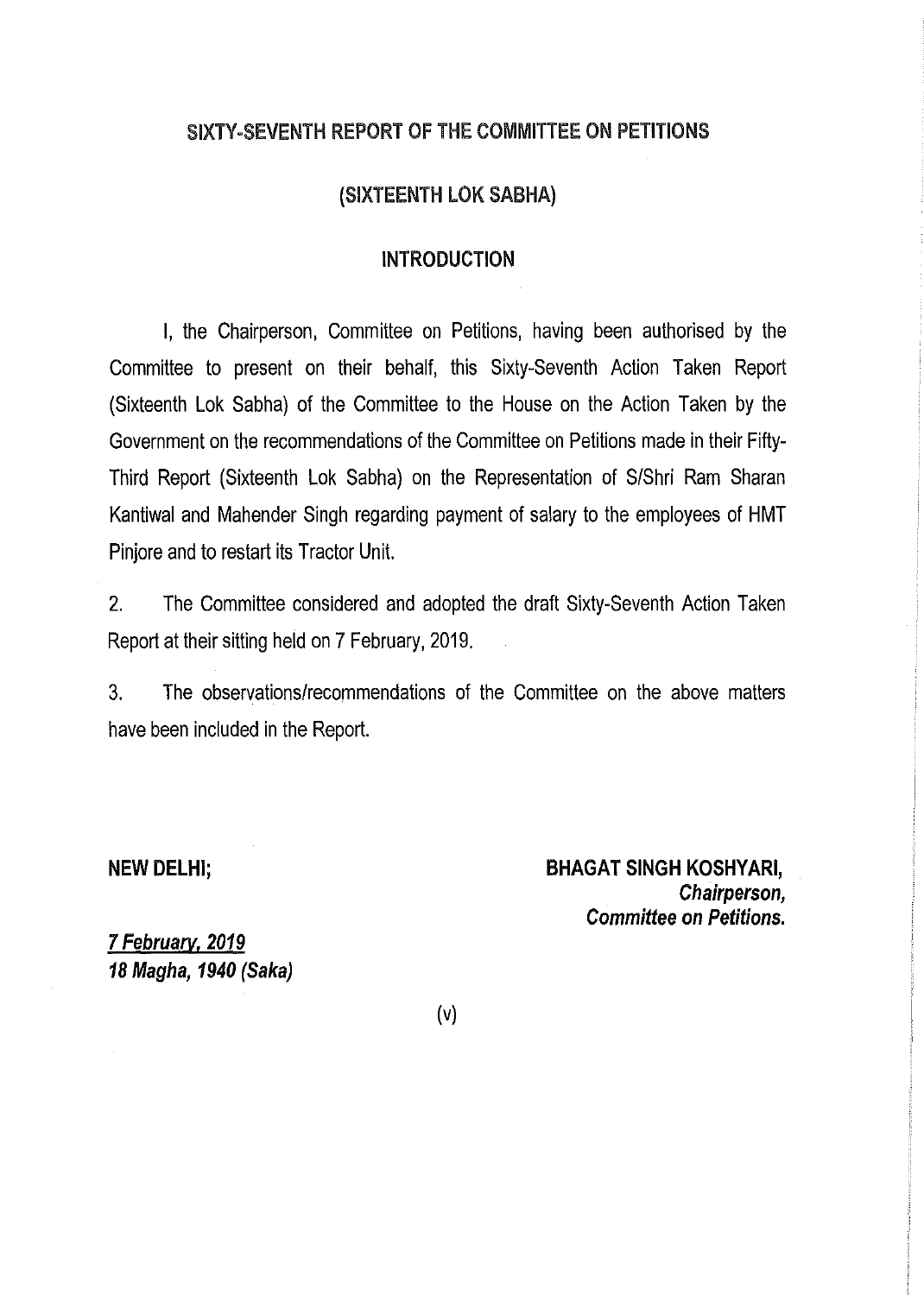## SIXTY-SEVENTH REPORT OF THE COMMITTEE ON PETITIONS

## (SIXTEENTH LOK SABHA)

### INTRODUCTION

I, the Chairperson, Committee on Petitions, having been authorised by the Committee to present on their behalf, this Sixty-Seventh Action Taken Report (Sixteenth Lok Sabha) of the Committee to the House on the Action Taken by the Government on the recommendations of the Committee on Petitions made in their Fifty-Third Report (Sixteenth Lok Sabha) on the Representation of S/Shri Ram Sharan Kantiwal and Mahender Singh regarding payment of salary to the employees of HMT Pinjore and to restart its Tractor Unit.

2. The Committee considered and adopted the draft Sixty-Seventh Action Taken Report at their sitting held on 7 February, 2019.

3. The observations/recommendations of the Committee on the above matters have been included in the Report.

**NEW DELHI;**

**BHAGAT SINGH KOSHYARI,**
***Chairperson,***
***Committee on Petitions.***

***7 February, 2019***
***18 Magha, 1940 (Saka)***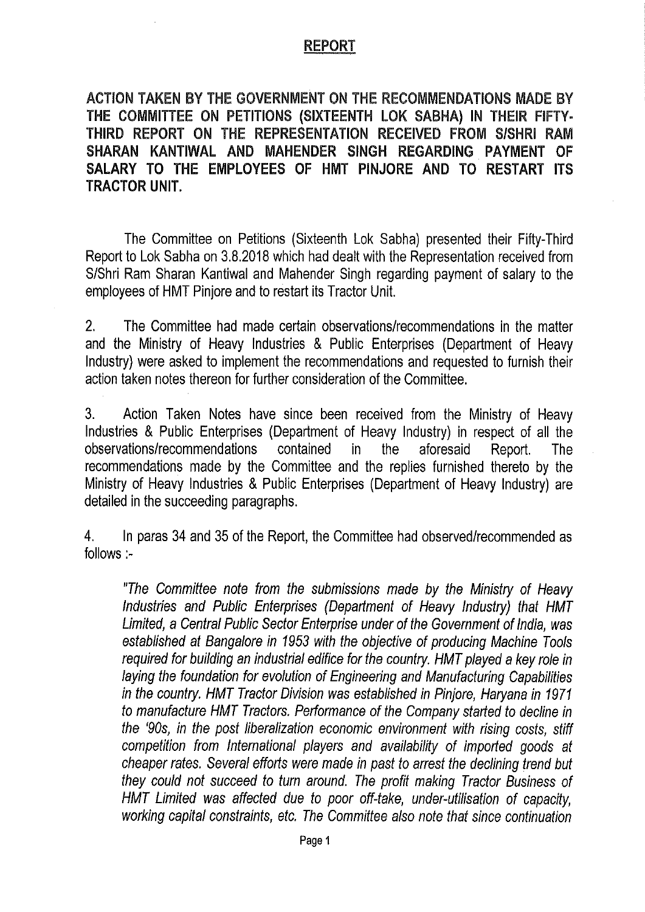## REPORT

**ACTION TAKEN BY THE GOVERNMENT ON THE RECOMMENDATIONS MADE BY THE COMMITTEE ON PETITIONS (SIXTEENTH LOK SABHA) IN THEIR FIFTY-THIRD REPORT ON THE REPRESENTATION RECEIVED FROM S/SHRI RAM SHARAN KANTIWAL AND MAHENDER SINGH REGARDING PAYMENT OF SALARY TO THE EMPLOYEES OF HMT PINJORE AND TO RESTART ITS TRACTOR UNIT.**

The Committee on Petitions (Sixteenth Lok Sabha) presented their Fifty-Third Report to Lok Sabha on 3.8.2018 which had dealt with the Representation received from S/Shri Ram Sharan Kantiwal and Mahender Singh regarding payment of salary to the employees of HMT Pinjore and to restart its Tractor Unit.

2. The Committee had made certain observations/recommendations in the matter and the Ministry of Heavy Industries & Public Enterprises (Department of Heavy Industry) were asked to implement the recommendations and requested to furnish their action taken notes thereon for further consideration of the Committee.

3. Action Taken Notes have since been received from the Ministry of Heavy Industries & Public Enterprises (Department of Heavy Industry) in respect of all the observations/recommendations contained in the aforesaid Report. The recommendations made by the Committee and the replies furnished thereto by the Ministry of Heavy Industries & Public Enterprises (Department of Heavy Industry) are detailed in the succeeding paragraphs.

4. In paras 34 and 35 of the Report, the Committee had observed/recommended as follows :-

*"The Committee note from the submissions made by the Ministry of Heavy Industries and Public Enterprises (Department of Heavy Industry) that HMT Limited, a Central Public Sector Enterprise under of the Government of India, was established at Bangalore in 1953 with the objective of producing Machine Tools required for building an industrial edifice for the country. HMT played a key role in laying the foundation for evolution of Engineering and Manufacturing Capabilities in the country. HMT Tractor Division was established in Pinjore, Haryana in 1971 to manufacture HMT Tractors. Performance of the Company started to decline in the '90s, in the post liberalization economic environment with rising costs, stiff competition from International players and availability of imported goods at cheaper rates. Several efforts were made in past to arrest the declining trend but they could not succeed to turn around. The profit making Tractor Business of HMT Limited was affected due to poor off-take, under-utilisation of capacity, working capital constraints, etc. The Committee also note that since continuation*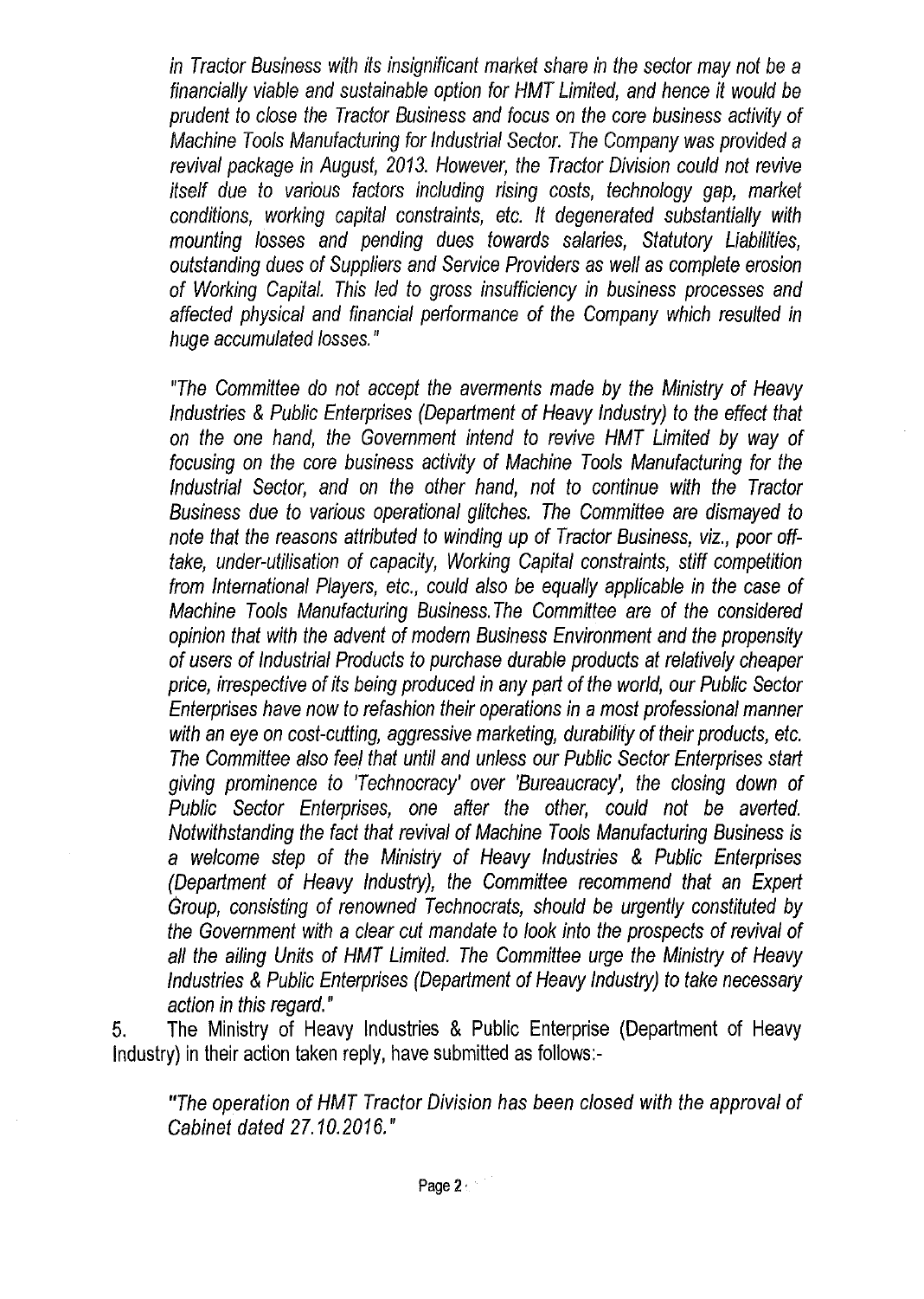*in Tractor Business with its insignificant market share in the sector may not be a financially viable and sustainable option for HMT Limited, and hence it would be prudent to close the Tractor Business and focus on the core business activity of Machine Tools Manufacturing for Industrial Sector. The Company was provided a revival package in August, 2013. However, the Tractor Division could not revive itself due to various factors including rising costs, technology gap, market conditions, working capital constraints, etc. It degenerated substantially with mounting losses and pending dues towards salaries, Statutory Liabilities, outstanding dues of Suppliers and Service Providers as well as complete erosion of Working Capital. This led to gross insufficiency in business processes and affected physical and financial performance of the Company which resulted in huge accumulated losses."*

*"The Committee do not accept the averments made by the Ministry of Heavy Industries & Public Enterprises (Department of Heavy Industry) to the effect that on the one hand, the Government intend to revive HMT Limited by way of focusing on the core business activity of Machine Tools Manufacturing for the Industrial Sector, and on the other hand, not to continue with the Tractor Business due to various operational glitches. The Committee are dismayed to note that the reasons attributed to winding up of Tractor Business, viz., poor off-take, under-utilisation of capacity, Working Capital constraints, stiff competition from International Players, etc., could also be equally applicable in the case of Machine Tools Manufacturing Business.The Committee are of the considered opinion that with the advent of modern Business Environment and the propensity of users of Industrial Products to purchase durable products at relatively cheaper price, irrespective of its being produced in any part of the world, our Public Sector Enterprises have now to refashion their operations in a most professional manner with an eye on cost-cutting, aggressive marketing, durability of their products, etc. The Committee also feel that until and unless our Public Sector Enterprises start giving prominence to 'Technocracy' over 'Bureaucracy', the closing down of Public Sector Enterprises, one after the other, could not be averted. Notwithstanding the fact that revival of Machine Tools Manufacturing Business is a welcome step of the Ministry of Heavy Industries & Public Enterprises (Department of Heavy Industry), the Committee recommend that an Expert Group, consisting of renowned Technocrats, should be urgently constituted by the Government with a clear cut mandate to look into the prospects of revival of all the ailing Units of HMT Limited. The Committee urge the Ministry of Heavy Industries & Public Enterprises (Department of Heavy Industry) to take necessary action in this regard."*

5. The Ministry of Heavy Industries & Public Enterprise (Department of Heavy Industry) in their action taken reply, have submitted as follows:-

*"The operation of HMT Tractor Division has been closed with the approval of Cabinet dated 27.10.2016."*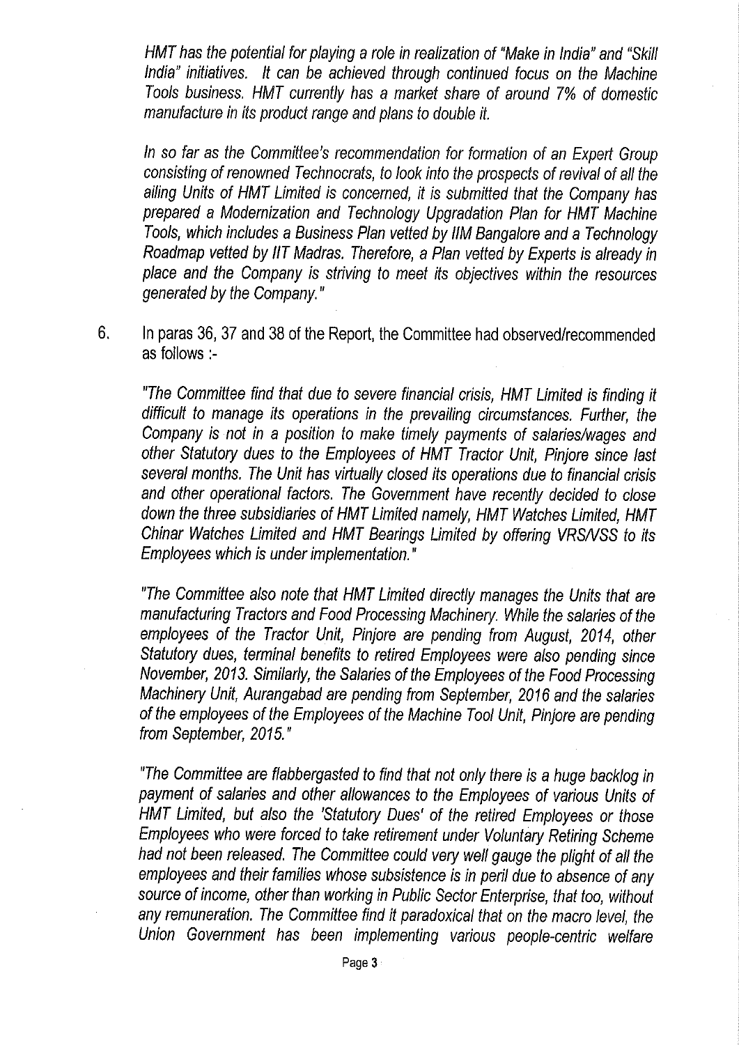*HMT has the potential for playing a role in realization of "Make in India" and "Skill India" initiatives. It can be achieved through continued focus on the Machine Tools business. HMT currently has a market share of around 7% of domestic manufacture in its product range and plans to double it.*

*In so far as the Committee's recommendation for formation of an Expert Group consisting of renowned Technocrats, to look into the prospects of revival of all the ailing Units of HMT Limited is concerned, it is submitted that the Company has prepared a Modernization and Technology Upgradation Plan for HMT Machine Tools, which includes a Business Plan vetted by IIM Bangalore and a Technology Roadmap vetted by IIT Madras. Therefore, a Plan vetted by Experts is already in place and the Company is striving to meet its objectives within the resources generated by the Company."*

6. In paras 36, 37 and 38 of the Report, the Committee had observed/recommended as follows :-

*"The Committee find that due to severe financial crisis, HMT Limited is finding it difficult to manage its operations in the prevailing circumstances. Further, the Company is not in a position to make timely payments of salaries/wages and other Statutory dues to the Employees of HMT Tractor Unit, Pinjore since last several months. The Unit has virtually closed its operations due to financial crisis and other operational factors. The Government have recently decided to close down the three subsidiaries of HMT Limited namely, HMT Watches Limited, HMT Chinar Watches Limited and HMT Bearings Limited by offering VRS/VSS to its Employees which is under implementation."*

*"The Committee also note that HMT Limited directly manages the Units that are manufacturing Tractors and Food Processing Machinery. While the salaries of the employees of the Tractor Unit, Pinjore are pending from August, 2014, other Statutory dues, terminal benefits to retired Employees were also pending since November, 2013. Similarly, the Salaries of the Employees of the Food Processing Machinery Unit, Aurangabad are pending from September, 2016 and the salaries of the employees of the Employees of the Machine Tool Unit, Pinjore are pending from September, 2015."*

*"The Committee are flabbergasted to find that not only there is a huge backlog in payment of salaries and other allowances to the Employees of various Units of HMT Limited, but also the 'Statutory Dues' of the retired Employees or those Employees who were forced to take retirement under Voluntary Retiring Scheme had not been released. The Committee could very well gauge the plight of all the employees and their families whose subsistence is in peril due to absence of any source of income, other than working in Public Sector Enterprise, that too, without any remuneration. The Committee find it paradoxical that on the macro level, the Union Government has been implementing various people-centric welfare*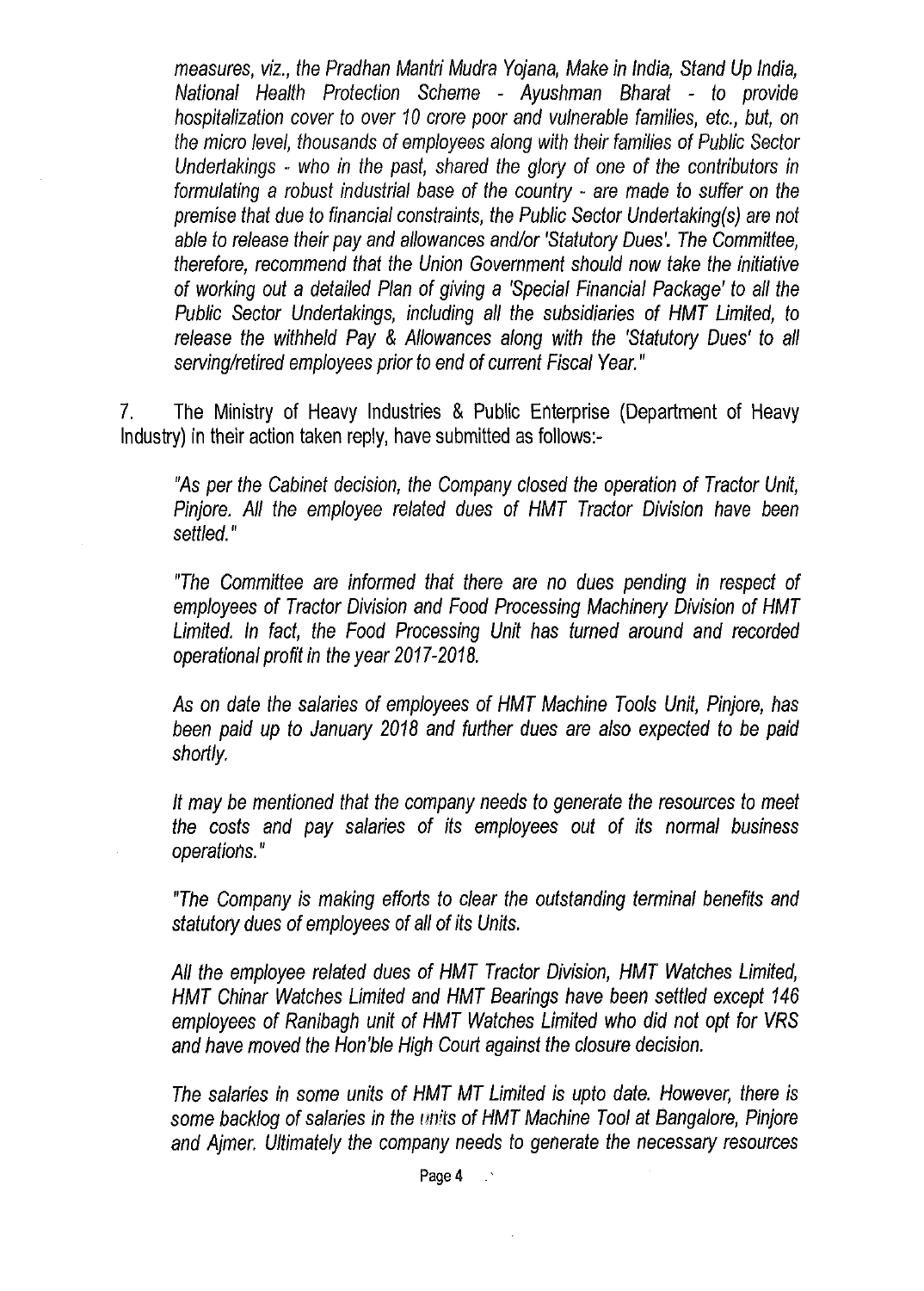*measures, viz., the Pradhan Mantri Mudra Yojana, Make in India, Stand Up India, National Health Protection Scheme - Ayushman Bharat - to provide hospitalization cover to over 10 crore poor and vulnerable families, etc., but, on the micro level, thousands of employees along with their families of Public Sector Undertakings - who in the past, shared the glory of one of the contributors in formulating a robust industrial base of the country - are made to suffer on the premise that due to financial constraints, the Public Sector Undertaking(s) are not able to release their pay and allowances and/or 'Statutory Dues'. The Committee, therefore, recommend that the Union Government should now take the initiative of working out a detailed Plan of giving a 'Special Financial Package' to all the Public Sector Undertakings, including all the subsidiaries of HMT Limited, to release the withheld Pay & Allowances along with the 'Statutory Dues' to all serving/retired employees prior to end of current Fiscal Year."*

7. The Ministry of Heavy Industries & Public Enterprise (Department of Heavy Industry) in their action taken reply, have submitted as follows:-

*"As per the Cabinet decision, the Company closed the operation of Tractor Unit, Pinjore. All the employee related dues of HMT Tractor Division have been settled."*

*"The Committee are informed that there are no dues pending in respect of employees of Tractor Division and Food Processing Machinery Division of HMT Limited. In fact, the Food Processing Unit has turned around and recorded operational profit in the year 2017-2018.*

*As on date the salaries of employees of HMT Machine Tools Unit, Pinjore, has been paid up to January 2018 and further dues are also expected to be paid shortly.*

*It may be mentioned that the company needs to generate the resources to meet the costs and pay salaries of its employees out of its normal business operations."*

*"The Company is making efforts to clear the outstanding terminal benefits and statutory dues of employees of all of its Units.*

*All the employee related dues of HMT Tractor Division, HMT Watches Limited, HMT Chinar Watches Limited and HMT Bearings have been settled except 146 employees of Ranibagh unit of HMT Watches Limited who did not opt for VRS and have moved the Hon'ble High Court against the closure decision.*

*The salaries in some units of HMT MT Limited is upto date. However, there is some backlog of salaries in the units of HMT Machine Tool at Bangalore, Pinjore and Ajmer. Ultimately the company needs to generate the necessary resources*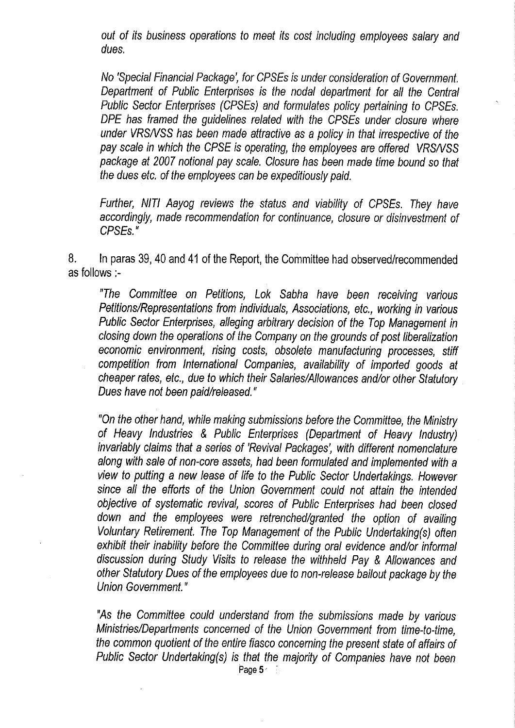*out of its business operations to meet its cost including employees salary and dues.*

*No 'Special Financial Package', for CPSEs is under consideration of Government. Department of Public Enterprises is the nodal department for all the Central Public Sector Enterprises (CPSEs) and formulates policy pertaining to CPSEs. DPE has framed the guidelines related with the CPSEs under closure where under VRS/VSS has been made attractive as a policy in that irrespective of the pay scale in which the CPSE is operating, the employees are offered VRS/VSS package at 2007 notional pay scale. Closure has been made time bound so that the dues etc. of the employees can be expeditiously paid.*

*Further, NITI Aayog reviews the status and viability of CPSEs. They have accordingly, made recommendation for continuance, closure or disinvestment of CPSEs."*

8. In paras 39, 40 and 41 of the Report, the Committee had observed/recommended as follows :-

*"The Committee on Petitions, Lok Sabha have been receiving various Petitions/Representations from individuals, Associations, etc., working in various Public Sector Enterprises, alleging arbitrary decision of the Top Management in closing down the operations of the Company on the grounds of post liberalization economic environment, rising costs, obsolete manufacturing processes, stiff competition from International Companies, availability of imported goods at cheaper rates, etc., due to which their Salaries/Allowances and/or other Statutory Dues have not been paid/released."*

*"On the other hand, while making submissions before the Committee, the Ministry of Heavy Industries & Public Enterprises (Department of Heavy Industry) invariably claims that a series of 'Revival Packages', with different nomenclature along with sale of non-core assets, had been formulated and implemented with a view to putting a new lease of life to the Public Sector Undertakings. However since all the efforts of the Union Government could not attain the intended objective of systematic revival, scores of Public Enterprises had been closed down and the employees were retrenched/granted the option of availing Voluntary Retirement. The Top Management of the Public Undertaking(s) often exhibit their inability before the Committee during oral evidence and/or informal discussion during Study Visits to release the withheld Pay & Allowances and other Statutory Dues of the employees due to non-release bailout package by the Union Government."*

*"As the Committee could understand from the submissions made by various Ministries/Departments concerned of the Union Government from time-to-time, the common quotient of the entire fiasco concerning the present state of affairs of Public Sector Undertaking(s) is that the majority of Companies have not been*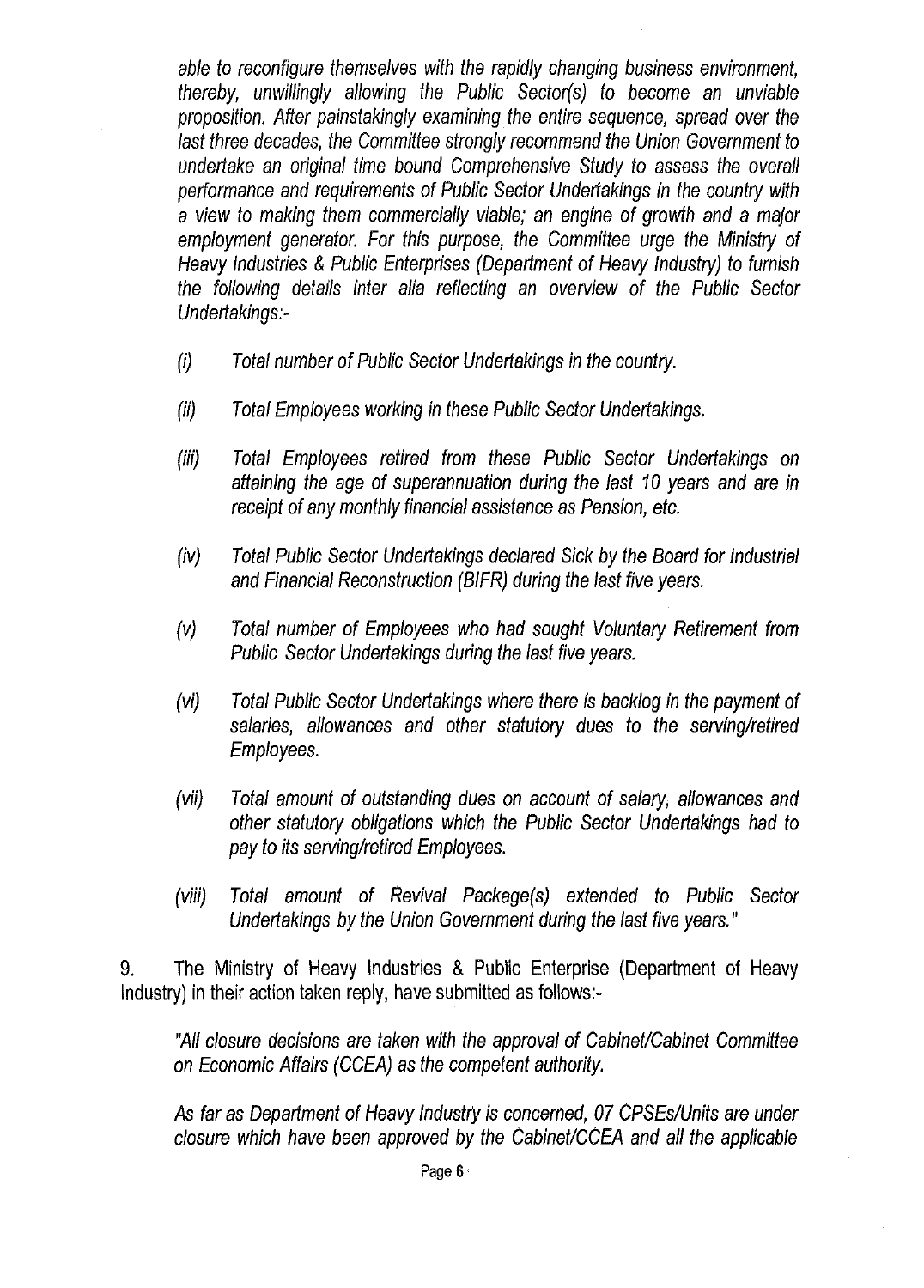*able to reconfigure themselves with the rapidly changing business environment, thereby, unwillingly allowing the Public Sector(s) to become an unviable proposition. After painstakingly examining the entire sequence, spread over the last three decades, the Committee strongly recommend the Union Government to undertake an original time bound Comprehensive Study to assess the overall performance and requirements of Public Sector Undertakings in the country with a view to making them commercially viable; an engine of growth and a major employment generator. For this purpose, the Committee urge the Ministry of Heavy Industries & Public Enterprises (Department of Heavy Industry) to furnish the following details inter alia reflecting an overview of the Public Sector Undertakings:-*

*(i) Total number of Public Sector Undertakings in the country.*

*(ii) Total Employees working in these Public Sector Undertakings.*

*(iii) Total Employees retired from these Public Sector Undertakings on attaining the age of superannuation during the last 10 years and are in receipt of any monthly financial assistance as Pension, etc.*

*(iv) Total Public Sector Undertakings declared Sick by the Board for Industrial and Financial Reconstruction (BIFR) during the last five years.*

*(v) Total number of Employees who had sought Voluntary Retirement from Public Sector Undertakings during the last five years.*

*(vi) Total Public Sector Undertakings where there is backlog in the payment of salaries, allowances and other statutory dues to the serving/retired Employees.*

*(vii) Total amount of outstanding dues on account of salary, allowances and other statutory obligations which the Public Sector Undertakings had to pay to its serving/retired Employees.*

*(viii) Total amount of Revival Package(s) extended to Public Sector Undertakings by the Union Government during the last five years."*

9. The Ministry of Heavy Industries & Public Enterprise (Department of Heavy Industry) in their action taken reply, have submitted as follows:-

*"All closure decisions are taken with the approval of Cabinet/Cabinet Committee on Economic Affairs (CCEA) as the competent authority.*

*As far as Department of Heavy Industry is concerned, 07 CPSEs/Units are under closure which have been approved by the Cabinet/CCEA and all the applicable*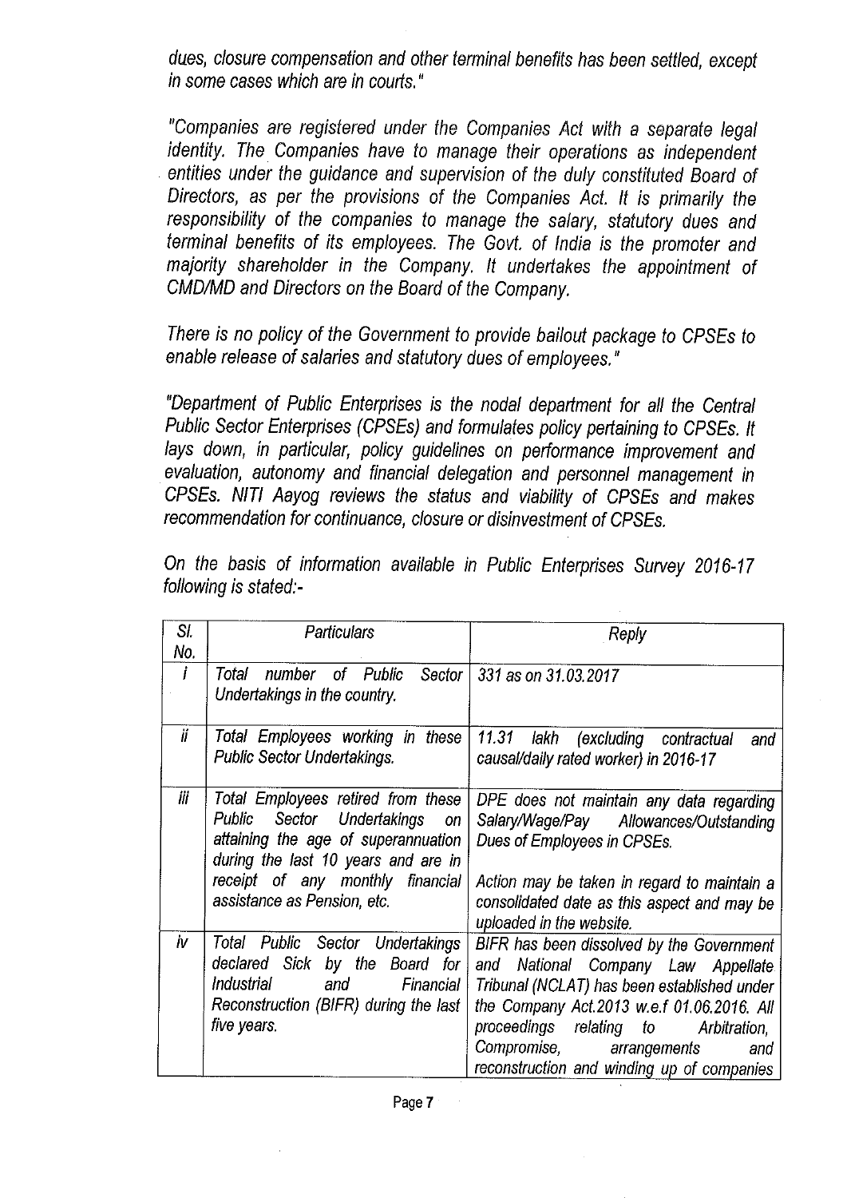*dues, closure compensation and other terminal benefits has been settled, except in some cases which are in courts."*

*"Companies are registered under the Companies Act with a separate legal identity. The Companies have to manage their operations as independent entities under the guidance and supervision of the duly constituted Board of Directors, as per the provisions of the Companies Act. It is primarily the responsibility of the companies to manage the salary, statutory dues and terminal benefits of its employees. The Govt. of India is the promoter and majority shareholder in the Company. It undertakes the appointment of CMD/MD and Directors on the Board of the Company.*

*There is no policy of the Government to provide bailout package to CPSEs to enable release of salaries and statutory dues of employees."*

*"Department of Public Enterprises is the nodal department for all the Central Public Sector Enterprises (CPSEs) and formulates policy pertaining to CPSEs. It lays down, in particular, policy guidelines on performance improvement and evaluation, autonomy and financial delegation and personnel management in CPSEs. NITI Aayog reviews the status and viability of CPSEs and makes recommendation for continuance, closure or disinvestment of CPSEs.*

*On the basis of information available in Public Enterprises Survey 2016-17 following is stated:-*

| *Sl. No.* | *Particulars* | *Reply* |
|---|---|---|
| *i* | *Total number of Public Sector Undertakings in the country.* | *331 as on 31.03.2017* |
| *ii* | *Total Employees working in these Public Sector Undertakings.* | *11.31 lakh (excluding contractual and causal/daily rated worker) in 2016-17* |
| *iii* | *Total Employees retired from these Public Sector Undertakings on attaining the age of superannuation during the last 10 years and are in receipt of any monthly financial assistance as Pension, etc.* | *DPE does not maintain any data regarding Salary/Wage/Pay Allowances/Outstanding Dues of Employees in CPSEs.*<br><br>*Action may be taken in regard to maintain a consolidated date as this aspect and may be uploaded in the website.* |
| *iv* | *Total Public Sector Undertakings declared Sick by the Board for Industrial and Financial Reconstruction (BIFR) during the last five years.* | *BIFR has been dissolved by the Government and National Company Law Appellate Tribunal (NCLAT) has been established under the Company Act.2013 w.e.f 01.06.2016. All proceedings relating to Arbitration, Compromise, arrangements and reconstruction and winding up of companies* |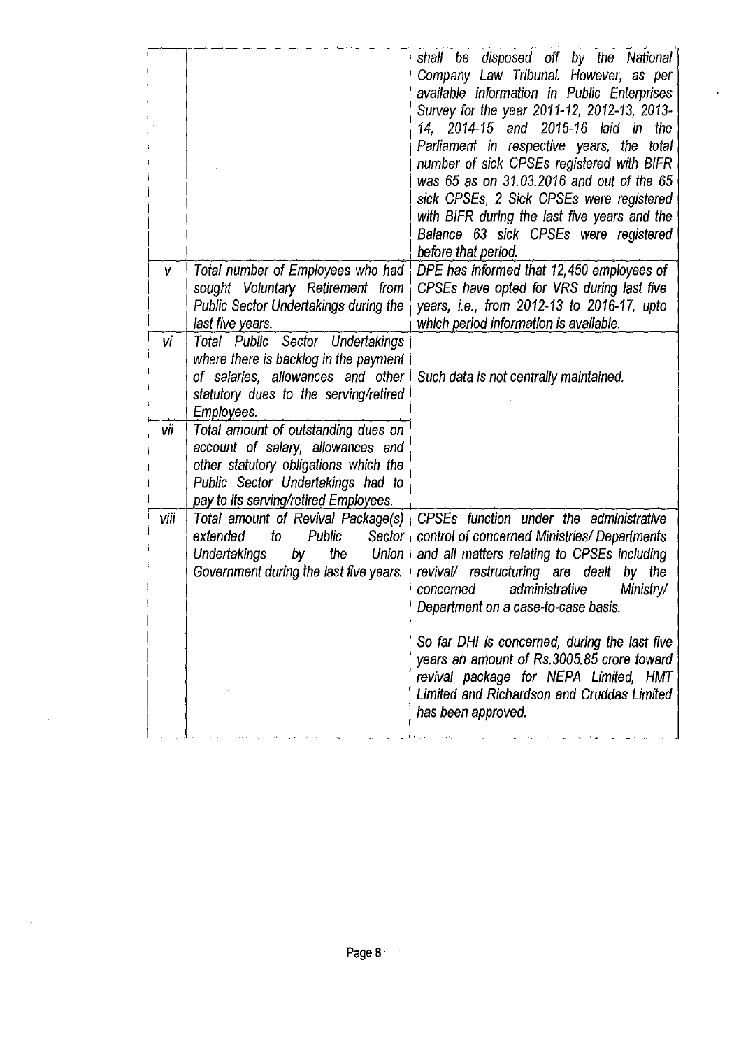| | | |
|---|---|---|
| | | *shall be disposed off by the National Company Law Tribunal. However, as per available information in Public Enterprises Survey for the year 2011-12, 2012-13, 2013-14, 2014-15 and 2015-16 laid in the Parliament in respective years, the total number of sick CPSEs registered with BIFR was 65 as on 31.03.2016 and out of the 65 sick CPSEs, 2 Sick CPSEs were registered with BIFR during the last five years and the Balance 63 sick CPSEs were registered before that period.* |
| *v* | *Total number of Employees who had sought Voluntary Retirement from Public Sector Undertakings during the last five years.* | *DPE has informed that 12,450 employees of CPSEs have opted for VRS during last five years, i.e., from 2012-13 to 2016-17, upto which period information is available.* |
| *vi* | *Total Public Sector Undertakings where there is backlog in the payment of salaries, allowances and other statutory dues to the serving/retired Employees.* | *Such data is not centrally maintained.* |
| *vii* | *Total amount of outstanding dues on account of salary, allowances and other statutory obligations which the Public Sector Undertakings had to pay to its serving/retired Employees.* | |
| *viii* | *Total amount of Revival Package(s) extended to Public Sector Undertakings by the Union Government during the last five years.* | *CPSEs function under the administrative control of concerned Ministries/ Departments and all matters relating to CPSEs including revival/ restructuring are dealt by the concerned administrative Ministry/ Department on a case-to-case basis.*<br><br>*So far DHI is concerned, during the last five years an amount of Rs.3005.85 crore toward revival package for NEPA Limited, HMT Limited and Richardson and Cruddas Limited has been approved.* |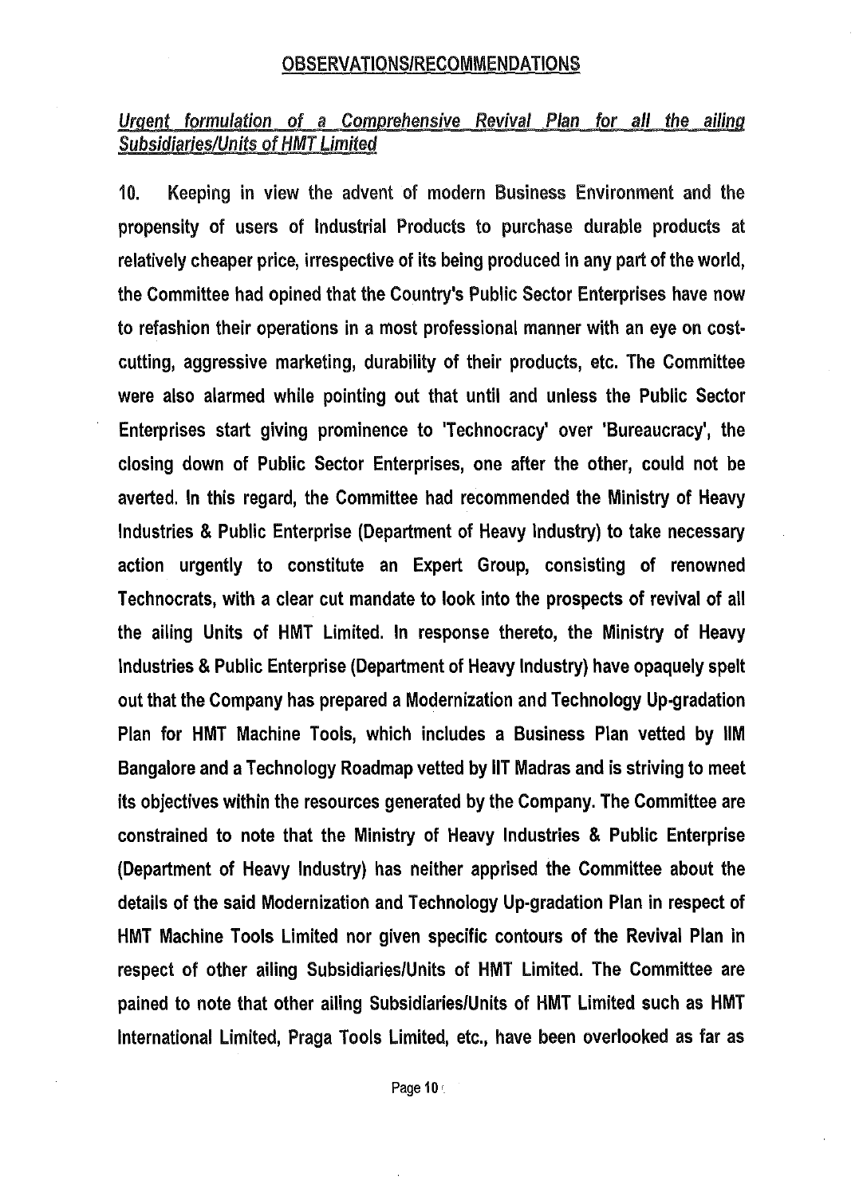## OBSERVATIONS/RECOMMENDATIONS

### *Urgent formulation of a Comprehensive Revival Plan for all the ailing Subsidiaries/Units of HMT Limited*

10. Keeping in view the advent of modern Business Environment and the propensity of users of Industrial Products to purchase durable products at relatively cheaper price, irrespective of its being produced in any part of the world, the Committee had opined that the Country's Public Sector Enterprises have now to refashion their operations in a most professional manner with an eye on cost-cutting, aggressive marketing, durability of their products, etc. The Committee were also alarmed while pointing out that until and unless the Public Sector Enterprises start giving prominence to 'Technocracy' over 'Bureaucracy', the closing down of Public Sector Enterprises, one after the other, could not be averted. In this regard, the Committee had recommended the Ministry of Heavy Industries & Public Enterprise (Department of Heavy Industry) to take necessary action urgently to constitute an Expert Group, consisting of renowned Technocrats, with a clear cut mandate to look into the prospects of revival of all the ailing Units of HMT Limited. In response thereto, the Ministry of Heavy Industries & Public Enterprise (Department of Heavy Industry) have opaquely spelt out that the Company has prepared a Modernization and Technology Up-gradation Plan for HMT Machine Tools, which includes a Business Plan vetted by IIM Bangalore and a Technology Roadmap vetted by IIT Madras and is striving to meet its objectives within the resources generated by the Company. The Committee are constrained to note that the Ministry of Heavy Industries & Public Enterprise (Department of Heavy Industry) has neither apprised the Committee about the details of the said Modernization and Technology Up-gradation Plan in respect of HMT Machine Tools Limited nor given specific contours of the Revival Plan in respect of other ailing Subsidiaries/Units of HMT Limited. The Committee are pained to note that other ailing Subsidiaries/Units of HMT Limited such as HMT International Limited, Praga Tools Limited, etc., have been overlooked as far as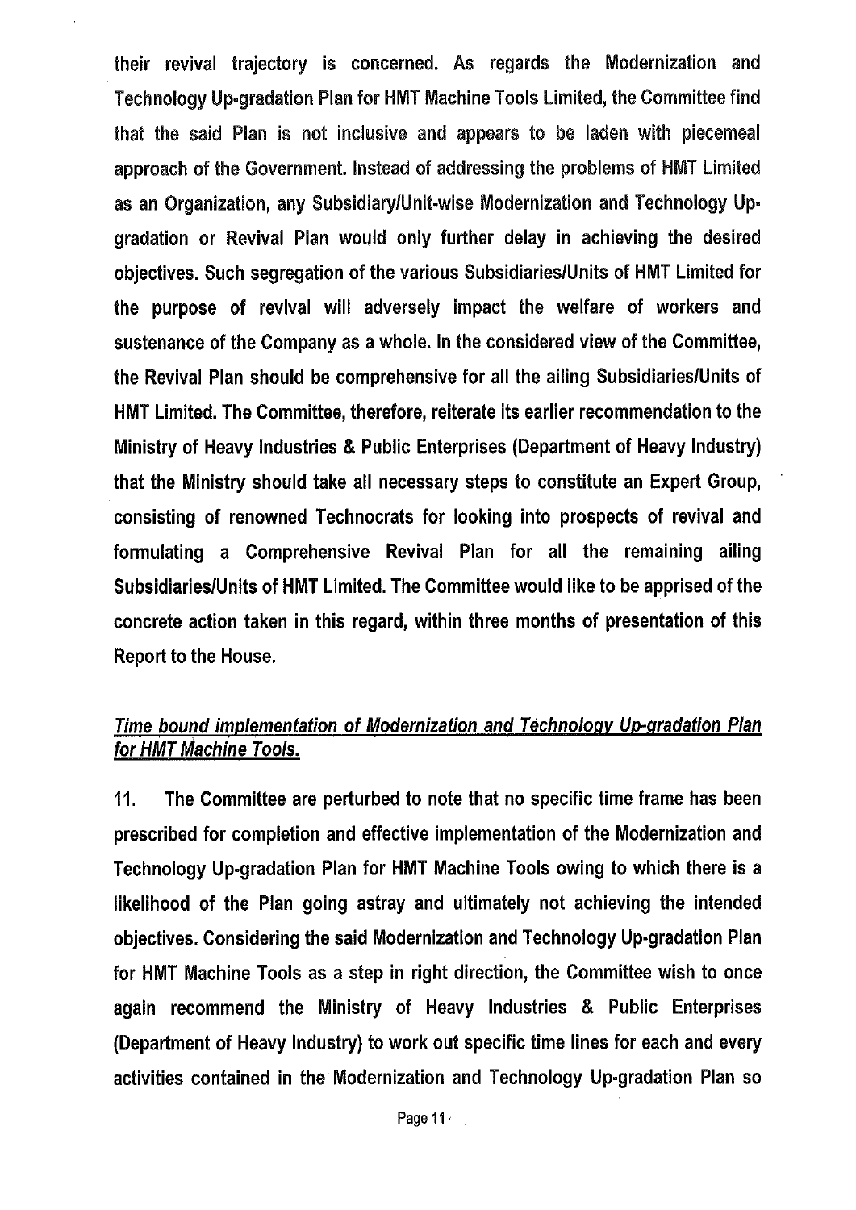their revival trajectory is concerned. As regards the Modernization and Technology Up-gradation Plan for HMT Machine Tools Limited, the Committee find that the said Plan is not inclusive and appears to be laden with piecemeal approach of the Government. Instead of addressing the problems of HMT Limited as an Organization, any Subsidiary/Unit-wise Modernization and Technology Up-gradation or Revival Plan would only further delay in achieving the desired objectives. Such segregation of the various Subsidiaries/Units of HMT Limited for the purpose of revival will adversely impact the welfare of workers and sustenance of the Company as a whole. In the considered view of the Committee, the Revival Plan should be comprehensive for all the ailing Subsidiaries/Units of HMT Limited. The Committee, therefore, reiterate its earlier recommendation to the Ministry of Heavy Industries & Public Enterprises (Department of Heavy Industry) that the Ministry should take all necessary steps to constitute an Expert Group, consisting of renowned Technocrats for looking into prospects of revival and formulating a Comprehensive Revival Plan for all the remaining ailing Subsidiaries/Units of HMT Limited. The Committee would like to be apprised of the concrete action taken in this regard, within three months of presentation of this Report to the House.

***Time bound implementation of Modernization and Technology Up-gradation Plan for HMT Machine Tools.***

**11. The Committee are perturbed to note that no specific time frame has been prescribed for completion and effective implementation of the Modernization and Technology Up-gradation Plan for HMT Machine Tools owing to which there is a likelihood of the Plan going astray and ultimately not achieving the intended objectives. Considering the said Modernization and Technology Up-gradation Plan for HMT Machine Tools as a step in right direction, the Committee wish to once again recommend the Ministry of Heavy Industries & Public Enterprises (Department of Heavy Industry) to work out specific time lines for each and every activities contained in the Modernization and Technology Up-gradation Plan so**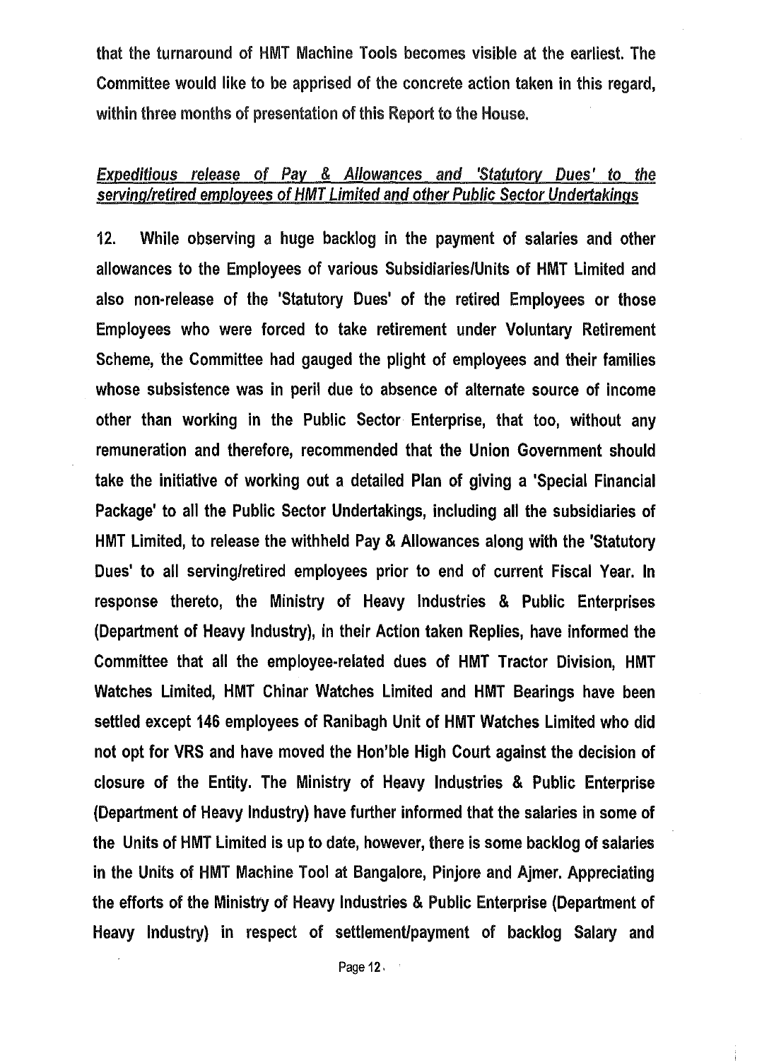that the turnaround of HMT Machine Tools becomes visible at the earliest. The Committee would like to be apprised of the concrete action taken in this regard, within three months of presentation of this Report to the House.

*Expeditious release of Pay & Allowances and 'Statutory Dues' to the serving/retired employees of HMT Limited and other Public Sector Undertakings*

12. While observing a huge backlog in the payment of salaries and other allowances to the Employees of various Subsidiaries/Units of HMT Limited and also non-release of the 'Statutory Dues' of the retired Employees or those Employees who were forced to take retirement under Voluntary Retirement Scheme, the Committee had gauged the plight of employees and their families whose subsistence was in peril due to absence of alternate source of income other than working in the Public Sector Enterprise, that too, without any remuneration and therefore, recommended that the Union Government should take the initiative of working out a detailed Plan of giving a 'Special Financial Package' to all the Public Sector Undertakings, including all the subsidiaries of HMT Limited, to release the withheld Pay & Allowances along with the 'Statutory Dues' to all serving/retired employees prior to end of current Fiscal Year. In response thereto, the Ministry of Heavy Industries & Public Enterprises (Department of Heavy Industry), in their Action taken Replies, have informed the Committee that all the employee-related dues of HMT Tractor Division, HMT Watches Limited, HMT Chinar Watches Limited and HMT Bearings have been settled except 146 employees of Ranibagh Unit of HMT Watches Limited who did not opt for VRS and have moved the Hon'ble High Court against the decision of closure of the Entity. The Ministry of Heavy Industries & Public Enterprise (Department of Heavy Industry) have further informed that the salaries in some of the Units of HMT Limited is up to date, however, there is some backlog of salaries in the Units of HMT Machine Tool at Bangalore, Pinjore and Ajmer. Appreciating the efforts of the Ministry of Heavy Industries & Public Enterprise (Department of Heavy Industry) in respect of settlement/payment of backlog Salary and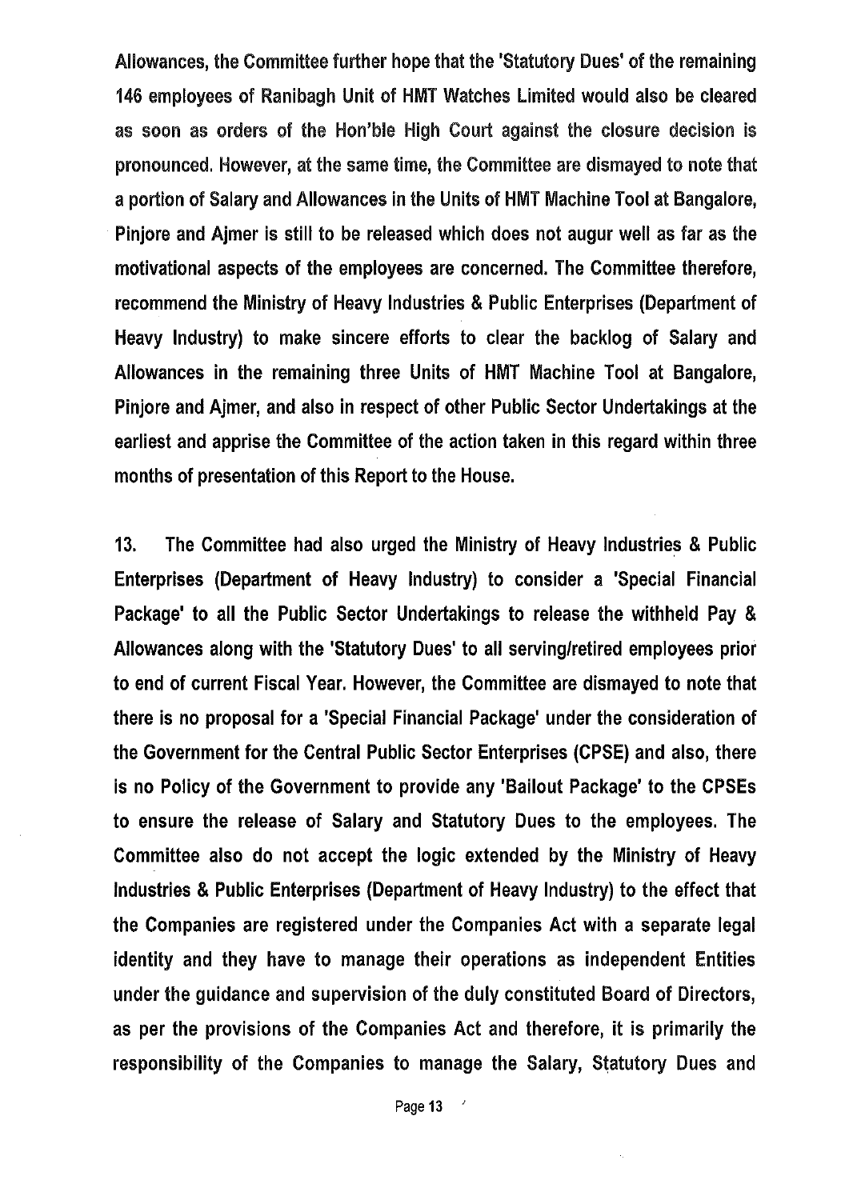**Allowances, the Committee further hope that the 'Statutory Dues' of the remaining 146 employees of Ranibagh Unit of HMT Watches Limited would also be cleared as soon as orders of the Hon'ble High Court against the closure decision is pronounced. However, at the same time, the Committee are dismayed to note that a portion of Salary and Allowances in the Units of HMT Machine Tool at Bangalore, Pinjore and Ajmer is still to be released which does not augur well as far as the motivational aspects of the employees are concerned. The Committee therefore, recommend the Ministry of Heavy Industries & Public Enterprises (Department of Heavy Industry) to make sincere efforts to clear the backlog of Salary and Allowances in the remaining three Units of HMT Machine Tool at Bangalore, Pinjore and Ajmer, and also in respect of other Public Sector Undertakings at the earliest and apprise the Committee of the action taken in this regard within three months of presentation of this Report to the House.**

**13. The Committee had also urged the Ministry of Heavy Industries & Public Enterprises (Department of Heavy Industry) to consider a 'Special Financial Package' to all the Public Sector Undertakings to release the withheld Pay & Allowances along with the 'Statutory Dues' to all serving/retired employees prior to end of current Fiscal Year. However, the Committee are dismayed to note that there is no proposal for a 'Special Financial Package' under the consideration of the Government for the Central Public Sector Enterprises (CPSE) and also, there is no Policy of the Government to provide any 'Bailout Package' to the CPSEs to ensure the release of Salary and Statutory Dues to the employees. The Committee also do not accept the logic extended by the Ministry of Heavy Industries & Public Enterprises (Department of Heavy Industry) to the effect that the Companies are registered under the Companies Act with a separate legal identity and they have to manage their operations as independent Entities under the guidance and supervision of the duly constituted Board of Directors, as per the provisions of the Companies Act and therefore, it is primarily the responsibility of the Companies to manage the Salary, Statutory Dues and**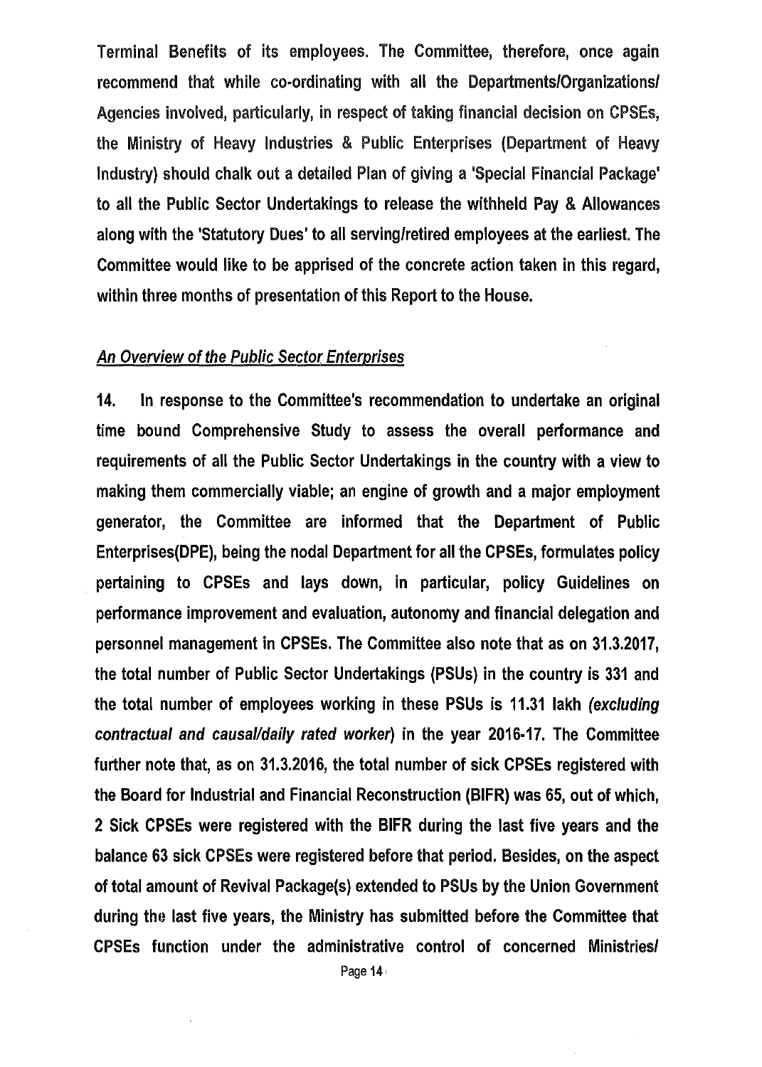**Terminal Benefits of its employees. The Committee, therefore, once again recommend that while co-ordinating with all the Departments/Organizations/ Agencies involved, particularly, in respect of taking financial decision on CPSEs, the Ministry of Heavy Industries & Public Enterprises (Department of Heavy Industry) should chalk out a detailed Plan of giving a 'Special Financial Package' to all the Public Sector Undertakings to release the withheld Pay & Allowances along with the 'Statutory Dues' to all serving/retired employees at the earliest. The Committee would like to be apprised of the concrete action taken in this regard, within three months of presentation of this Report to the House.**

***An Overview of the Public Sector Enterprises***

**14. In response to the Committee's recommendation to undertake an original time bound Comprehensive Study to assess the overall performance and requirements of all the Public Sector Undertakings in the country with a view to making them commercially viable; an engine of growth and a major employment generator, the Committee are informed that the Department of Public Enterprises(DPE), being the nodal Department for all the CPSEs, formulates policy pertaining to CPSEs and lays down, in particular, policy Guidelines on performance improvement and evaluation, autonomy and financial delegation and personnel management in CPSEs. The Committee also note that as on 31.3.2017, the total number of Public Sector Undertakings (PSUs) in the country is 331 and the total number of employees working in these PSUs is 11.31 lakh *(excluding contractual and causal/daily rated worker)* in the year 2016-17. The Committee further note that, as on 31.3.2016, the total number of sick CPSEs registered with the Board for Industrial and Financial Reconstruction (BIFR) was 65, out of which, 2 Sick CPSEs were registered with the BIFR during the last five years and the balance 63 sick CPSEs were registered before that period. Besides, on the aspect of total amount of Revival Package(s) extended to PSUs by the Union Government during the last five years, the Ministry has submitted before the Committee that CPSEs function under the administrative control of concerned Ministries/**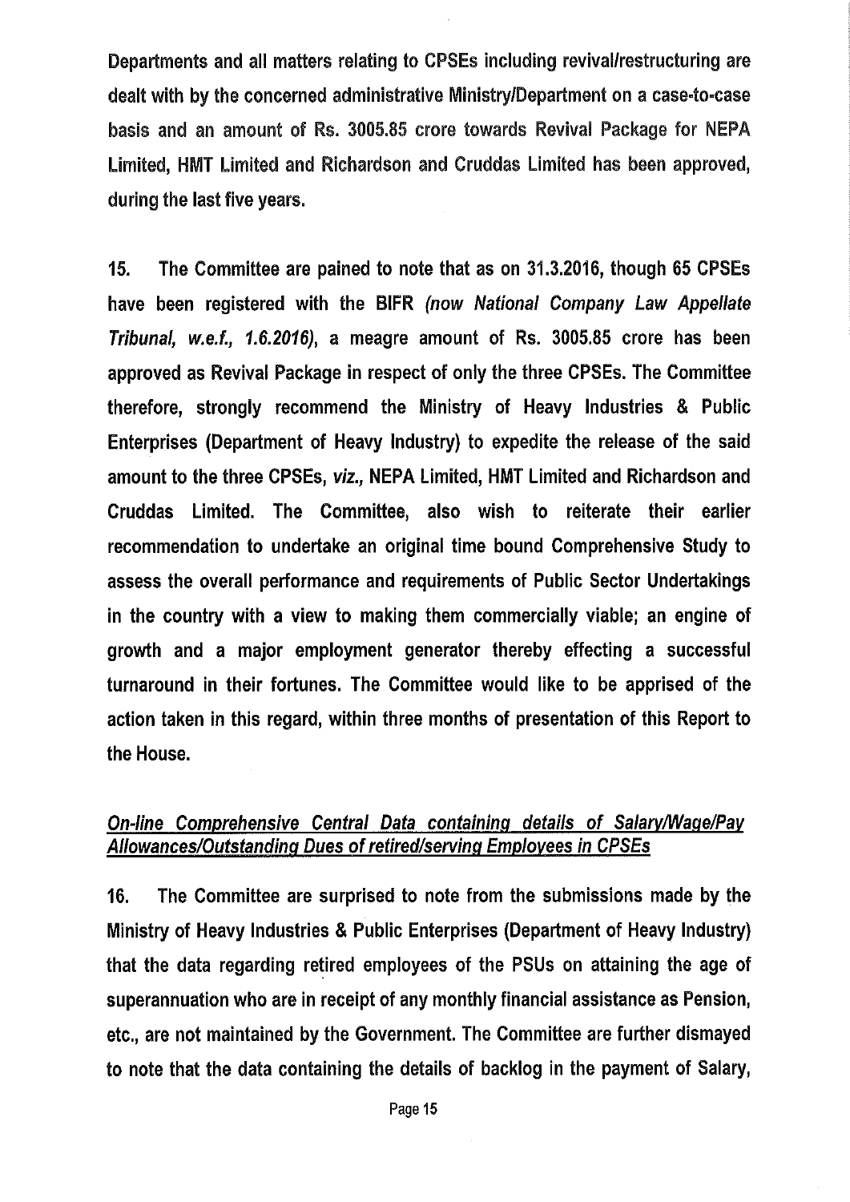Departments and all matters relating to CPSEs including revival/restructuring are dealt with by the concerned administrative Ministry/Department on a case-to-case basis and an amount of Rs. 3005.85 crore towards Revival Package for NEPA Limited, HMT Limited and Richardson and Cruddas Limited has been approved, during the last five years.

15. The Committee are pained to note that as on 31.3.2016, though 65 CPSEs have been registered with the BIFR *(now National Company Law Appellate Tribunal, w.e.f., 1.6.2016)*, a meagre amount of Rs. 3005.85 crore has been approved as Revival Package in respect of only the three CPSEs. The Committee therefore, strongly recommend the Ministry of Heavy Industries & Public Enterprises (Department of Heavy Industry) to expedite the release of the said amount to the three CPSEs, *viz.*, NEPA Limited, HMT Limited and Richardson and Cruddas Limited. The Committee, also wish to reiterate their earlier recommendation to undertake an original time bound Comprehensive Study to assess the overall performance and requirements of Public Sector Undertakings in the country with a view to making them commercially viable; an engine of growth and a major employment generator thereby effecting a successful turnaround in their fortunes. The Committee would like to be apprised of the action taken in this regard, within three months of presentation of this Report to the House.

***On-line Comprehensive Central Data containing details of Salary/Wage/Pay Allowances/Outstanding Dues of retired/serving Employees in CPSEs***

16. The Committee are surprised to note from the submissions made by the Ministry of Heavy Industries & Public Enterprises (Department of Heavy Industry) that the data regarding retired employees of the PSUs on attaining the age of superannuation who are in receipt of any monthly financial assistance as Pension, etc., are not maintained by the Government. The Committee are further dismayed to note that the data containing the details of backlog in the payment of Salary,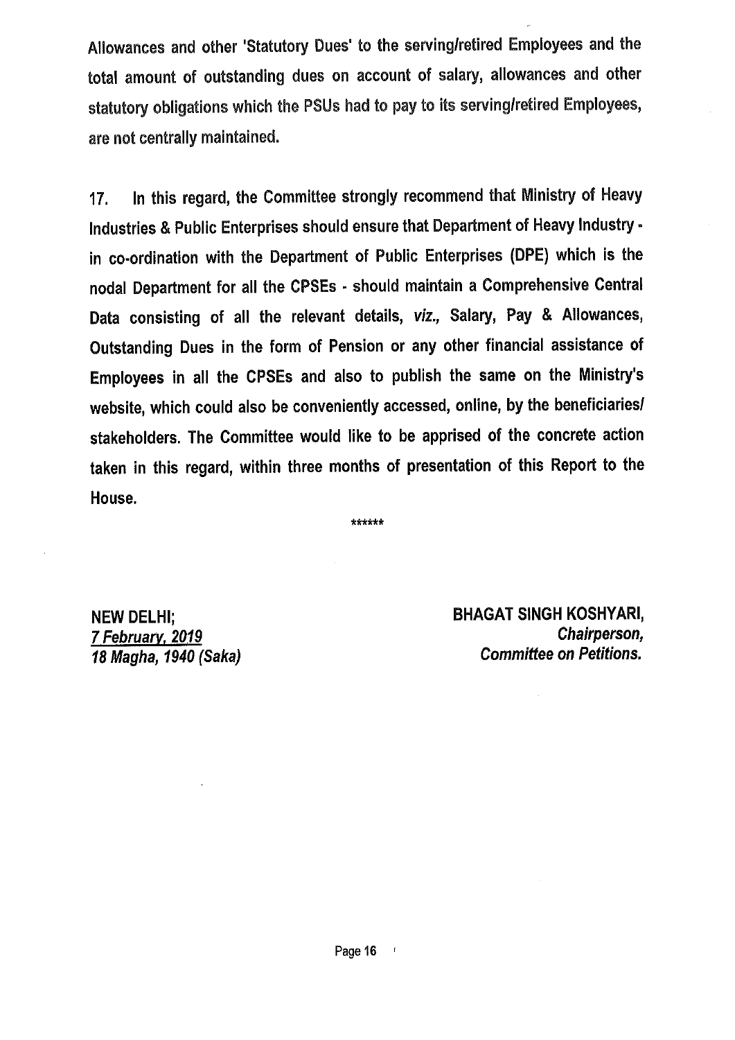Allowances and other 'Statutory Dues' to the serving/retired Employees and the total amount of outstanding dues on account of salary, allowances and other statutory obligations which the PSUs had to pay to its serving/retired Employees, are not centrally maintained.

17. In this regard, the Committee strongly recommend that Ministry of Heavy Industries & Public Enterprises should ensure that Department of Heavy Industry - in co-ordination with the Department of Public Enterprises (DPE) which is the nodal Department for all the CPSEs - should maintain a Comprehensive Central Data consisting of all the relevant details, *viz.,* Salary, Pay & Allowances, Outstanding Dues in the form of Pension or any other financial assistance of Employees in all the CPSEs and also to publish the same on the Ministry's website, which could also be conveniently accessed, online, by the beneficiaries/ stakeholders. The Committee would like to be apprised of the concrete action taken in this regard, within three months of presentation of this Report to the House.

******

**NEW DELHI;**
***7 February, 2019***
***18 Magha, 1940 (Saka)***

**BHAGAT SINGH KOSHYARI,**
***Chairperson,***
***Committee on Petitions.***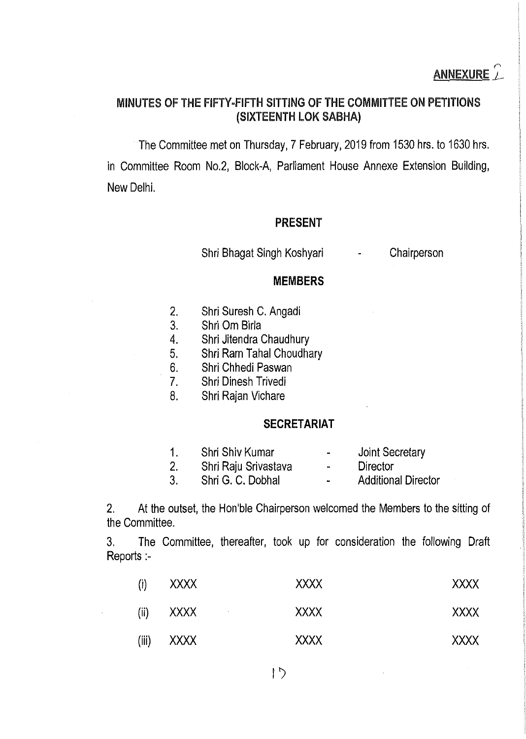**ANNEXURE I**

## MINUTES OF THE FIFTY-FIFTH SITTING OF THE COMMITTEE ON PETITIONS (SIXTEENTH LOK SABHA)

The Committee met on Thursday, 7 February, 2019 from 1530 hrs. to 1630 hrs. in Committee Room No.2, Block-A, Parliament House Annexe Extension Building, New Delhi.

### PRESENT

Shri Bhagat Singh Koshyari - Chairperson

### MEMBERS

2. Shri Suresh C. Angadi
3. Shri Om Birla
4. Shri Jitendra Chaudhury
5. Shri Ram Tahal Choudhary
6. Shri Chhedi Paswan
7. Shri Dinesh Trivedi
8. Shri Rajan Vichare

### SECRETARIAT

1. Shri Shiv Kumar - Joint Secretary
2. Shri Raju Srivastava - Director
3. Shri G. C. Dobhal - Additional Director

2. At the outset, the Hon'ble Chairperson welcomed the Members to the sitting of the Committee.

3. The Committee, thereafter, took up for consideration the following Draft Reports :-

(i) XXXX XXXX XXXX

(ii) XXXX XXXX XXXX

(iii) XXXX XXXX XXXX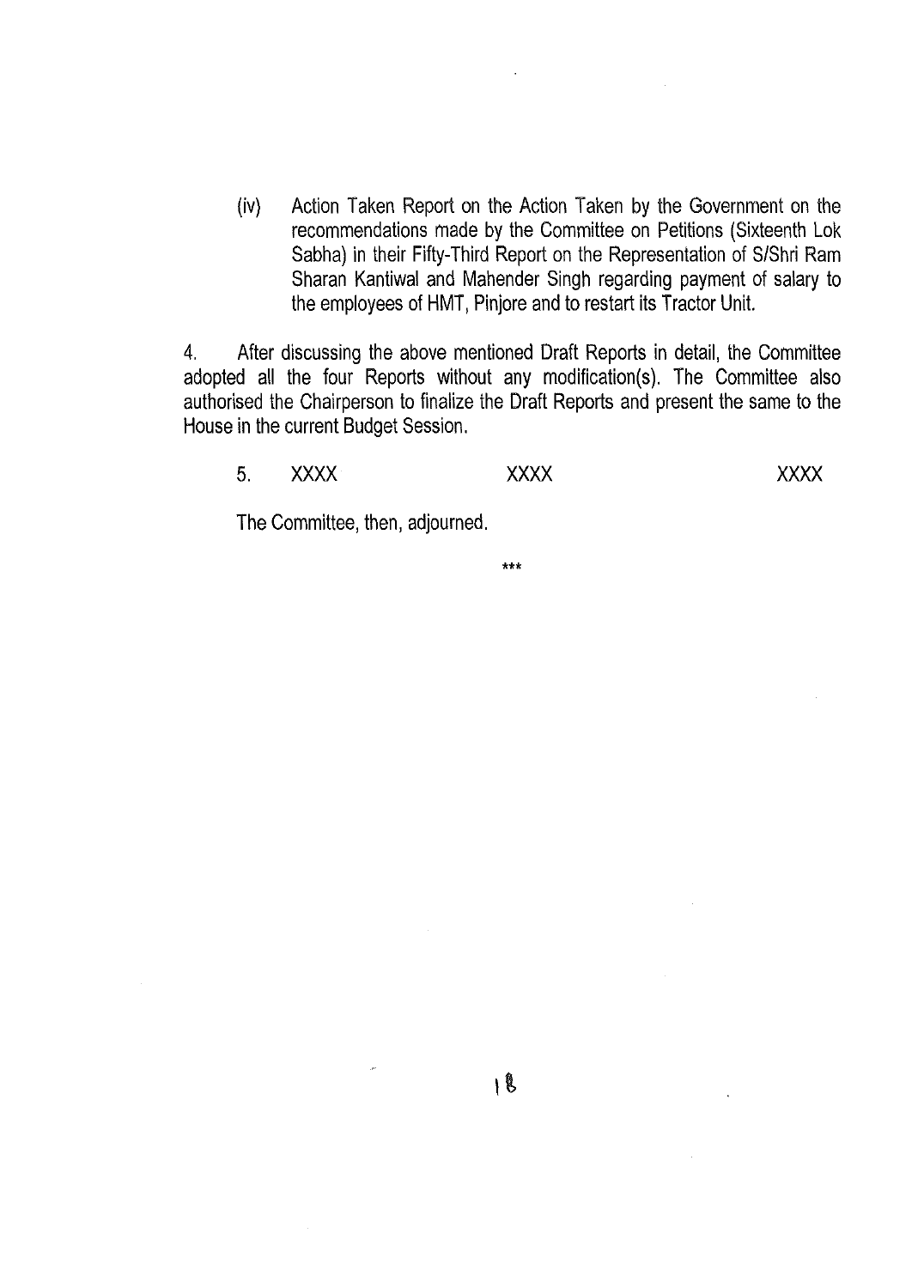(iv) Action Taken Report on the Action Taken by the Government on the recommendations made by the Committee on Petitions (Sixteenth Lok Sabha) in their Fifty-Third Report on the Representation of S/Shri Ram Sharan Kantiwal and Mahender Singh regarding payment of salary to the employees of HMT, Pinjore and to restart its Tractor Unit.

4. After discussing the above mentioned Draft Reports in detail, the Committee adopted all the four Reports without any modification(s). The Committee also authorised the Chairperson to finalize the Draft Reports and present the same to the House in the current Budget Session.

5. XXXX XXXX XXXX

The Committee, then, adjourned.

***